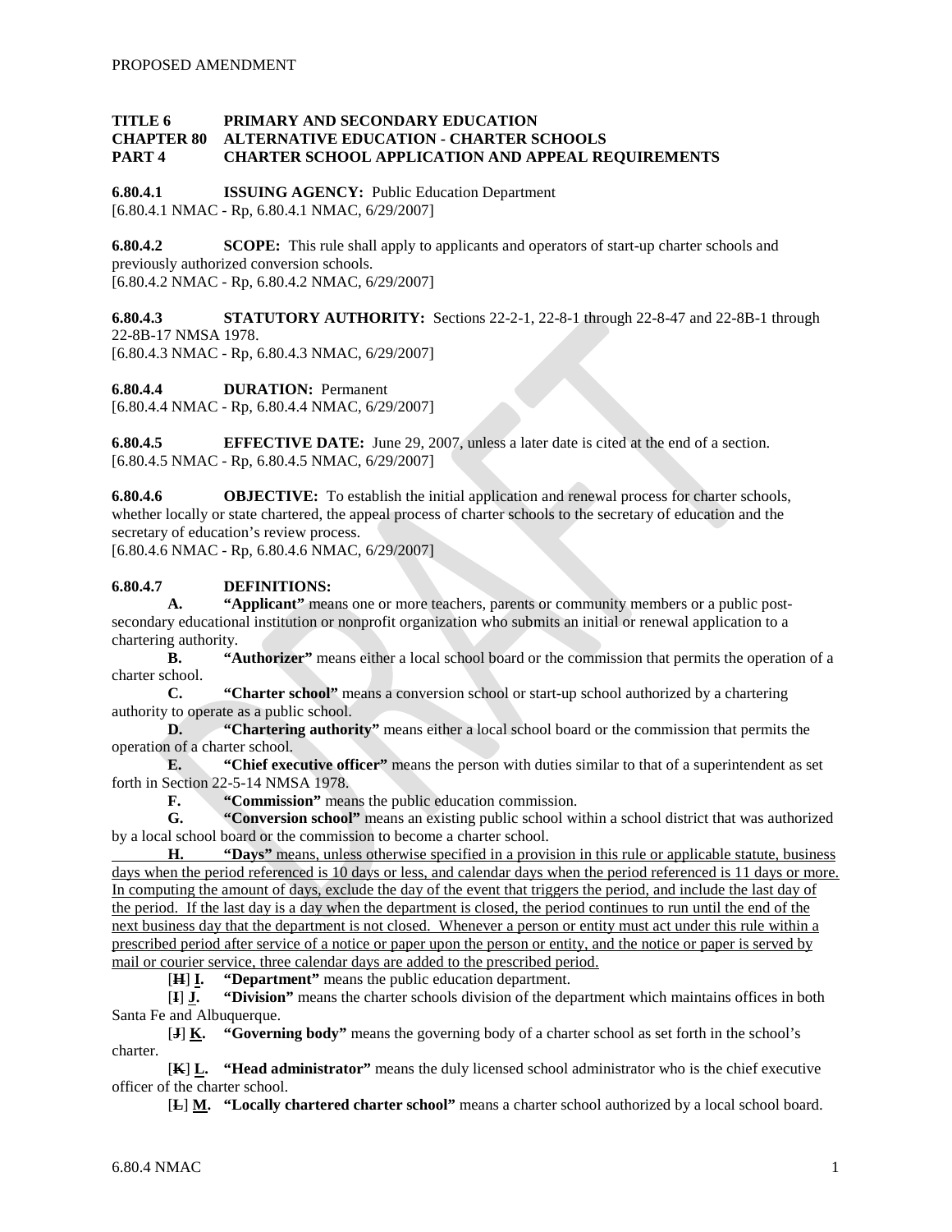PROPOSED AMENDMENT

**TITLE 6 PRIMARY AND SECONDARY EDUCATION**
**CHAPTER 80 ALTERNATIVE EDUCATION - CHARTER SCHOOLS**
**PART 4 CHARTER SCHOOL APPLICATION AND APPEAL REQUIREMENTS**

**6.80.4.1 ISSUING AGENCY:** Public Education Department
[6.80.4.1 NMAC - Rp, 6.80.4.1 NMAC, 6/29/2007]

**6.80.4.2 SCOPE:** This rule shall apply to applicants and operators of start-up charter schools and previously authorized conversion schools.
[6.80.4.2 NMAC - Rp, 6.80.4.2 NMAC, 6/29/2007]

**6.80.4.3 STATUTORY AUTHORITY:** Sections 22-2-1, 22-8-1 through 22-8-47 and 22-8B-1 through 22-8B-17 NMSA 1978.
[6.80.4.3 NMAC - Rp, 6.80.4.3 NMAC, 6/29/2007]

**6.80.4.4 DURATION:** Permanent
[6.80.4.4 NMAC - Rp, 6.80.4.4 NMAC, 6/29/2007]

**6.80.4.5 EFFECTIVE DATE:** June 29, 2007, unless a later date is cited at the end of a section.
[6.80.4.5 NMAC - Rp, 6.80.4.5 NMAC, 6/29/2007]

**6.80.4.6 OBJECTIVE:** To establish the initial application and renewal process for charter schools, whether locally or state chartered, the appeal process of charter schools to the secretary of education and the secretary of education's review process.
[6.80.4.6 NMAC - Rp, 6.80.4.6 NMAC, 6/29/2007]

**6.80.4.7 DEFINITIONS:**

**A. "Applicant"** means one or more teachers, parents or community members or a public post-secondary educational institution or nonprofit organization who submits an initial or renewal application to a chartering authority.

**B. "Authorizer"** means either a local school board or the commission that permits the operation of a charter school.

**C. "Charter school"** means a conversion school or start-up school authorized by a chartering authority to operate as a public school.

**D. "Chartering authority"** means either a local school board or the commission that permits the operation of a charter school.

**E. "Chief executive officer"** means the person with duties similar to that of a superintendent as set forth in Section 22-5-14 NMSA 1978.

**F. "Commission"** means the public education commission.

**G. "Conversion school"** means an existing public school within a school district that was authorized by a local school board or the commission to become a charter school.

<u>**H. "Days"** means, unless otherwise specified in a provision in this rule or applicable statute, business days when the period referenced is 10 days or less, and calendar days when the period referenced is 11 days or more. In computing the amount of days, exclude the day of the event that triggers the period, and include the last day of the period. If the last day is a day when the department is closed, the period continues to run until the end of the next business day that the department is not closed. Whenever a person or entity must act under this rule within a prescribed period after service of a notice or paper upon the person or entity, and the notice or paper is served by mail or courier service, three calendar days are added to the prescribed period.</u>

[~~H~~] <u>**I.**</u> **"Department"** means the public education department.

[~~I~~] <u>**J.**</u> **"Division"** means the charter schools division of the department which maintains offices in both Santa Fe and Albuquerque.

[~~J~~] <u>**K.**</u> **"Governing body"** means the governing body of a charter school as set forth in the school's charter.

[~~K~~] <u>**L.**</u> **"Head administrator"** means the duly licensed school administrator who is the chief executive officer of the charter school.

[~~L~~] <u>**M.**</u> **"Locally chartered charter school"** means a charter school authorized by a local school board.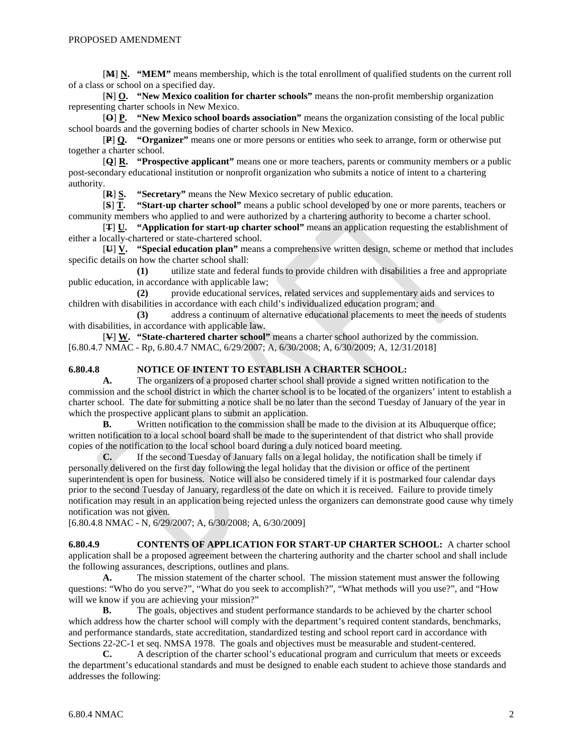[~~M~~] **N.** **"MEM"** means membership, which is the total enrollment of qualified students on the current roll of a class or school on a specified day.

[~~N~~] **O.** **"New Mexico coalition for charter schools"** means the non-profit membership organization representing charter schools in New Mexico.

[~~O~~] **P.** **"New Mexico school boards association"** means the organization consisting of the local public school boards and the governing bodies of charter schools in New Mexico.

[~~P~~] **Q.** **"Organizer"** means one or more persons or entities who seek to arrange, form or otherwise put together a charter school.

[~~Q~~] **R.** **"Prospective applicant"** means one or more teachers, parents or community members or a public post-secondary educational institution or nonprofit organization who submits a notice of intent to a chartering authority.

[~~R~~] **S.** **"Secretary"** means the New Mexico secretary of public education.

[~~S~~] **T.** **"Start-up charter school"** means a public school developed by one or more parents, teachers or community members who applied to and were authorized by a chartering authority to become a charter school.

[~~T~~] **U.** **"Application for start-up charter school"** means an application requesting the establishment of either a locally-chartered or state-chartered school.

[~~U~~] **V.** **"Special education plan"** means a comprehensive written design, scheme or method that includes specific details on how the charter school shall:

**(1)** utilize state and federal funds to provide children with disabilities a free and appropriate public education, in accordance with applicable law;

**(2)** provide educational services, related services and supplementary aids and services to children with disabilities in accordance with each child's individualized education program; and

**(3)** address a continuum of alternative educational placements to meet the needs of students with disabilities, in accordance with applicable law.

[~~V~~] **W.** **"State-chartered charter school"** means a charter school authorized by the commission.

[6.80.4.7 NMAC - Rp, 6.80.4.7 NMAC, 6/29/2007; A, 6/30/2008; A, 6/30/2009; A, 12/31/2018]

**6.80.4.8 NOTICE OF INTENT TO ESTABLISH A CHARTER SCHOOL:**

**A.** The organizers of a proposed charter school shall provide a signed written notification to the commission and the school district in which the charter school is to be located of the organizers' intent to establish a charter school. The date for submitting a notice shall be no later than the second Tuesday of January of the year in which the prospective applicant plans to submit an application.

**B.** Written notification to the commission shall be made to the division at its Albuquerque office; written notification to a local school board shall be made to the superintendent of that district who shall provide copies of the notification to the local school board during a duly noticed board meeting.

**C.** If the second Tuesday of January falls on a legal holiday, the notification shall be timely if personally delivered on the first day following the legal holiday that the division or office of the pertinent superintendent is open for business. Notice will also be considered timely if it is postmarked four calendar days prior to the second Tuesday of January, regardless of the date on which it is received. Failure to provide timely notification may result in an application being rejected unless the organizers can demonstrate good cause why timely notification was not given.

[6.80.4.8 NMAC - N, 6/29/2007; A, 6/30/2008; A, 6/30/2009]

**6.80.4.9 CONTENTS OF APPLICATION FOR START-UP CHARTER SCHOOL:** A charter school application shall be a proposed agreement between the chartering authority and the charter school and shall include the following assurances, descriptions, outlines and plans.

**A.** The mission statement of the charter school. The mission statement must answer the following questions: "Who do you serve?", "What do you seek to accomplish?", "What methods will you use?", and "How will we know if you are achieving your mission?"

**B.** The goals, objectives and student performance standards to be achieved by the charter school which address how the charter school will comply with the department's required content standards, benchmarks, and performance standards, state accreditation, standardized testing and school report card in accordance with Sections 22-2C-1 et seq. NMSA 1978. The goals and objectives must be measurable and student-centered.

**C.** A description of the charter school's educational program and curriculum that meets or exceeds the department's educational standards and must be designed to enable each student to achieve those standards and addresses the following: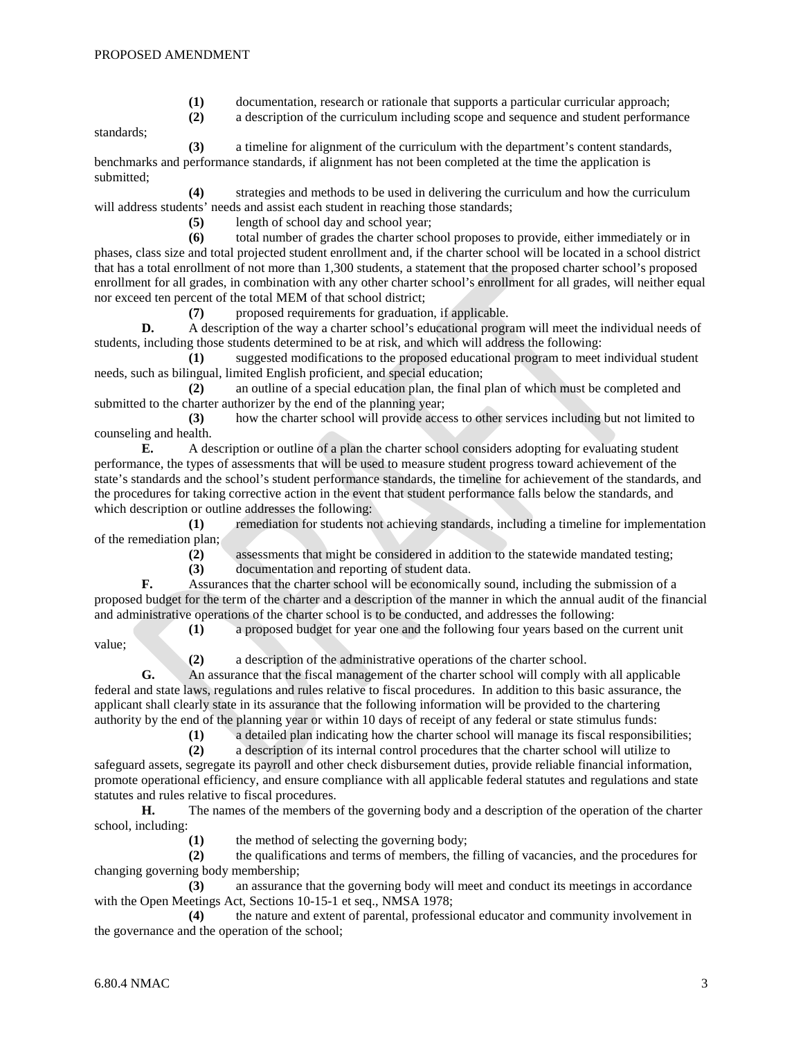**(1)** documentation, research or rationale that supports a particular curricular approach;

**(2)** a description of the curriculum including scope and sequence and student performance standards;

**(3)** a timeline for alignment of the curriculum with the department's content standards, benchmarks and performance standards, if alignment has not been completed at the time the application is submitted;

**(4)** strategies and methods to be used in delivering the curriculum and how the curriculum will address students' needs and assist each student in reaching those standards;

**(5)** length of school day and school year;

**(6)** total number of grades the charter school proposes to provide, either immediately or in phases, class size and total projected student enrollment and, if the charter school will be located in a school district that has a total enrollment of not more than 1,300 students, a statement that the proposed charter school's proposed enrollment for all grades, in combination with any other charter school's enrollment for all grades, will neither equal nor exceed ten percent of the total MEM of that school district;

**(7)** proposed requirements for graduation, if applicable.

**D.** A description of the way a charter school's educational program will meet the individual needs of students, including those students determined to be at risk, and which will address the following:

**(1)** suggested modifications to the proposed educational program to meet individual student needs, such as bilingual, limited English proficient, and special education;

**(2)** an outline of a special education plan, the final plan of which must be completed and submitted to the charter authorizer by the end of the planning year;

**(3)** how the charter school will provide access to other services including but not limited to counseling and health.

**E.** A description or outline of a plan the charter school considers adopting for evaluating student performance, the types of assessments that will be used to measure student progress toward achievement of the state's standards and the school's student performance standards, the timeline for achievement of the standards, and the procedures for taking corrective action in the event that student performance falls below the standards, and which description or outline addresses the following:

**(1)** remediation for students not achieving standards, including a timeline for implementation of the remediation plan;

**(2)** assessments that might be considered in addition to the statewide mandated testing;

**(3)** documentation and reporting of student data.

**F.** Assurances that the charter school will be economically sound, including the submission of a proposed budget for the term of the charter and a description of the manner in which the annual audit of the financial and administrative operations of the charter school is to be conducted, and addresses the following:

**(1)** a proposed budget for year one and the following four years based on the current unit value;

**(2)** a description of the administrative operations of the charter school.

**G.** An assurance that the fiscal management of the charter school will comply with all applicable federal and state laws, regulations and rules relative to fiscal procedures. In addition to this basic assurance, the applicant shall clearly state in its assurance that the following information will be provided to the chartering authority by the end of the planning year or within 10 days of receipt of any federal or state stimulus funds:

**(1)** a detailed plan indicating how the charter school will manage its fiscal responsibilities;

**(2)** a description of its internal control procedures that the charter school will utilize to safeguard assets, segregate its payroll and other check disbursement duties, provide reliable financial information, promote operational efficiency, and ensure compliance with all applicable federal statutes and regulations and state statutes and rules relative to fiscal procedures.

**H.** The names of the members of the governing body and a description of the operation of the charter school, including:

**(1)** the method of selecting the governing body;

**(2)** the qualifications and terms of members, the filling of vacancies, and the procedures for changing governing body membership;

**(3)** an assurance that the governing body will meet and conduct its meetings in accordance with the Open Meetings Act, Sections 10-15-1 et seq., NMSA 1978;

**(4)** the nature and extent of parental, professional educator and community involvement in the governance and the operation of the school;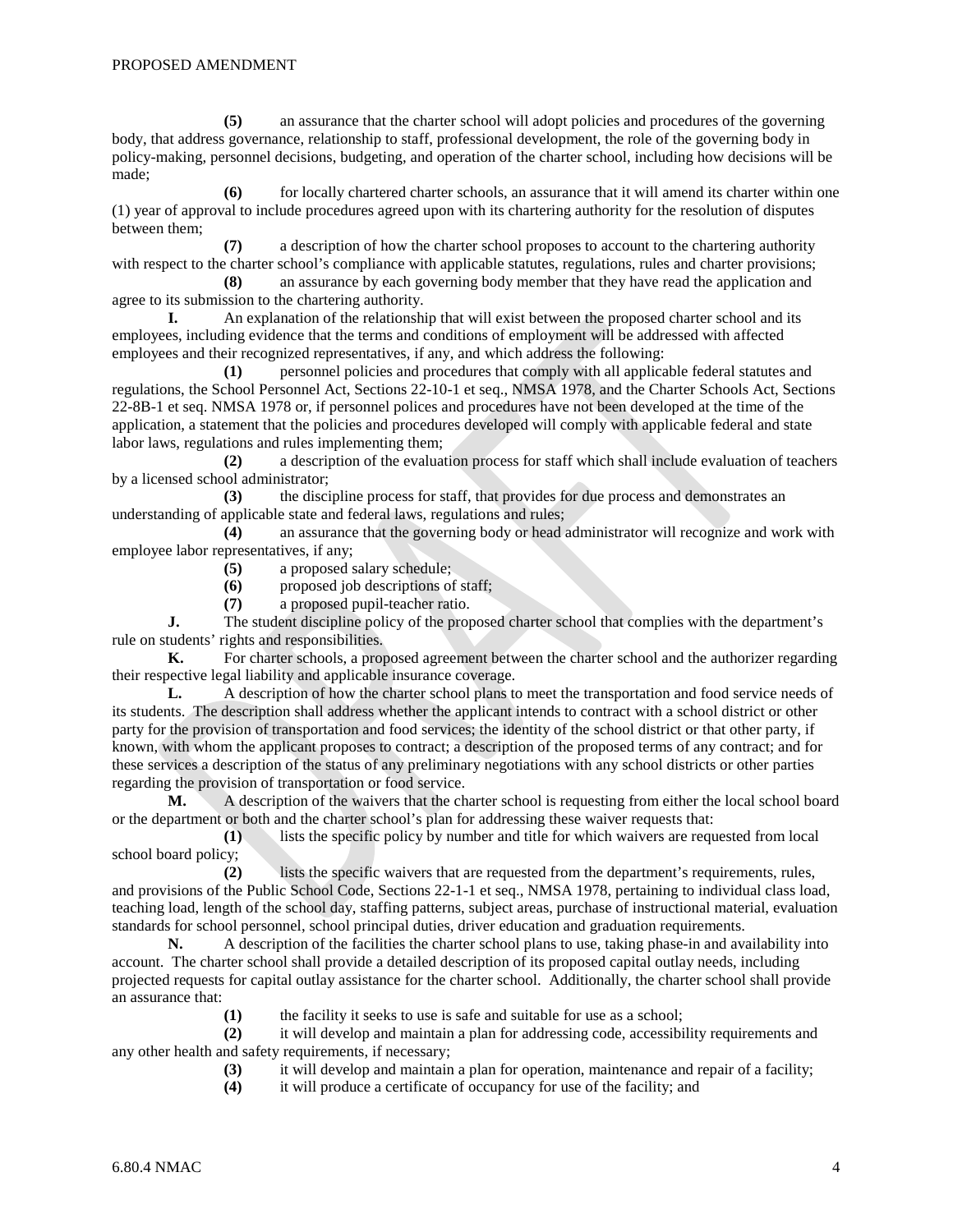**(5)** an assurance that the charter school will adopt policies and procedures of the governing body, that address governance, relationship to staff, professional development, the role of the governing body in policy-making, personnel decisions, budgeting, and operation of the charter school, including how decisions will be made;

**(6)** for locally chartered charter schools, an assurance that it will amend its charter within one (1) year of approval to include procedures agreed upon with its chartering authority for the resolution of disputes between them;

**(7)** a description of how the charter school proposes to account to the chartering authority with respect to the charter school's compliance with applicable statutes, regulations, rules and charter provisions;

**(8)** an assurance by each governing body member that they have read the application and agree to its submission to the chartering authority.

**I.** An explanation of the relationship that will exist between the proposed charter school and its employees, including evidence that the terms and conditions of employment will be addressed with affected employees and their recognized representatives, if any, and which address the following:

**(1)** personnel policies and procedures that comply with all applicable federal statutes and regulations, the School Personnel Act, Sections 22-10-1 et seq., NMSA 1978, and the Charter Schools Act, Sections 22-8B-1 et seq. NMSA 1978 or, if personnel polices and procedures have not been developed at the time of the application, a statement that the policies and procedures developed will comply with applicable federal and state labor laws, regulations and rules implementing them;

**(2)** a description of the evaluation process for staff which shall include evaluation of teachers by a licensed school administrator;

**(3)** the discipline process for staff, that provides for due process and demonstrates an understanding of applicable state and federal laws, regulations and rules;

**(4)** an assurance that the governing body or head administrator will recognize and work with employee labor representatives, if any;

**(5)** a proposed salary schedule;

**(6)** proposed job descriptions of staff;

**(7)** a proposed pupil-teacher ratio.

**J.** The student discipline policy of the proposed charter school that complies with the department's rule on students' rights and responsibilities.

**K.** For charter schools, a proposed agreement between the charter school and the authorizer regarding their respective legal liability and applicable insurance coverage.

**L.** A description of how the charter school plans to meet the transportation and food service needs of its students. The description shall address whether the applicant intends to contract with a school district or other party for the provision of transportation and food services; the identity of the school district or that other party, if known, with whom the applicant proposes to contract; a description of the proposed terms of any contract; and for these services a description of the status of any preliminary negotiations with any school districts or other parties regarding the provision of transportation or food service.

**M.** A description of the waivers that the charter school is requesting from either the local school board or the department or both and the charter school's plan for addressing these waiver requests that:

**(1)** lists the specific policy by number and title for which waivers are requested from local school board policy;

**(2)** lists the specific waivers that are requested from the department's requirements, rules, and provisions of the Public School Code, Sections 22-1-1 et seq., NMSA 1978, pertaining to individual class load, teaching load, length of the school day, staffing patterns, subject areas, purchase of instructional material, evaluation standards for school personnel, school principal duties, driver education and graduation requirements.

**N.** A description of the facilities the charter school plans to use, taking phase-in and availability into account. The charter school shall provide a detailed description of its proposed capital outlay needs, including projected requests for capital outlay assistance for the charter school. Additionally, the charter school shall provide an assurance that:

**(1)** the facility it seeks to use is safe and suitable for use as a school;

**(2)** it will develop and maintain a plan for addressing code, accessibility requirements and any other health and safety requirements, if necessary;

**(3)** it will develop and maintain a plan for operation, maintenance and repair of a facility;

**(4)** it will produce a certificate of occupancy for use of the facility; and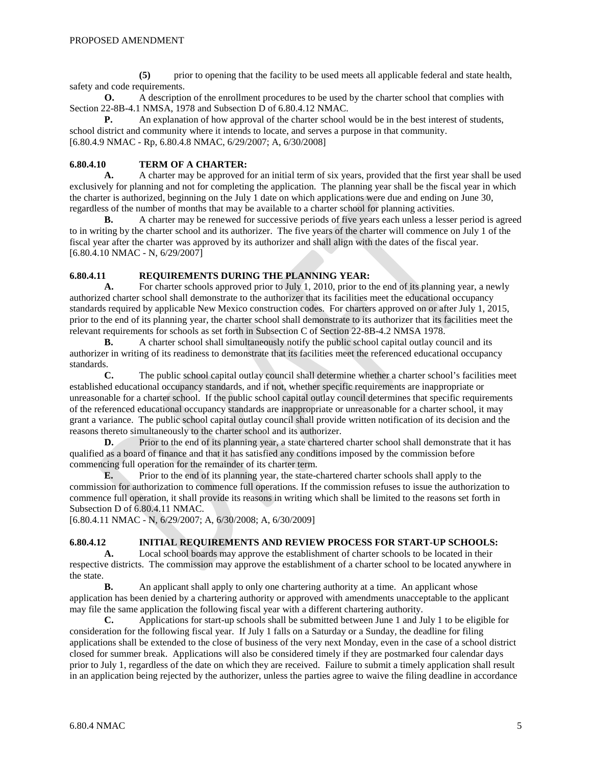**(5)** prior to opening that the facility to be used meets all applicable federal and state health, safety and code requirements.

**O.** A description of the enrollment procedures to be used by the charter school that complies with Section 22-8B-4.1 NMSA, 1978 and Subsection D of 6.80.4.12 NMAC.

**P.** An explanation of how approval of the charter school would be in the best interest of students, school district and community where it intends to locate, and serves a purpose in that community.

[6.80.4.9 NMAC - Rp, 6.80.4.8 NMAC, 6/29/2007; A, 6/30/2008]

**6.80.4.10 TERM OF A CHARTER:**

**A.** A charter may be approved for an initial term of six years, provided that the first year shall be used exclusively for planning and not for completing the application. The planning year shall be the fiscal year in which the charter is authorized, beginning on the July 1 date on which applications were due and ending on June 30, regardless of the number of months that may be available to a charter school for planning activities.

**B.** A charter may be renewed for successive periods of five years each unless a lesser period is agreed to in writing by the charter school and its authorizer. The five years of the charter will commence on July 1 of the fiscal year after the charter was approved by its authorizer and shall align with the dates of the fiscal year.

[6.80.4.10 NMAC - N, 6/29/2007]

**6.80.4.11 REQUIREMENTS DURING THE PLANNING YEAR:**

**A.** For charter schools approved prior to July 1, 2010, prior to the end of its planning year, a newly authorized charter school shall demonstrate to the authorizer that its facilities meet the educational occupancy standards required by applicable New Mexico construction codes. For charters approved on or after July 1, 2015, prior to the end of its planning year, the charter school shall demonstrate to its authorizer that its facilities meet the relevant requirements for schools as set forth in Subsection C of Section 22-8B-4.2 NMSA 1978.

**B.** A charter school shall simultaneously notify the public school capital outlay council and its authorizer in writing of its readiness to demonstrate that its facilities meet the referenced educational occupancy standards.

**C.** The public school capital outlay council shall determine whether a charter school's facilities meet established educational occupancy standards, and if not, whether specific requirements are inappropriate or unreasonable for a charter school. If the public school capital outlay council determines that specific requirements of the referenced educational occupancy standards are inappropriate or unreasonable for a charter school, it may grant a variance. The public school capital outlay council shall provide written notification of its decision and the reasons thereto simultaneously to the charter school and its authorizer.

**D.** Prior to the end of its planning year, a state chartered charter school shall demonstrate that it has qualified as a board of finance and that it has satisfied any conditions imposed by the commission before commencing full operation for the remainder of its charter term.

**E.** Prior to the end of its planning year, the state-chartered charter schools shall apply to the commission for authorization to commence full operations. If the commission refuses to issue the authorization to commence full operation, it shall provide its reasons in writing which shall be limited to the reasons set forth in Subsection D of 6.80.4.11 NMAC.

[6.80.4.11 NMAC - N, 6/29/2007; A, 6/30/2008; A, 6/30/2009]

**6.80.4.12 INITIAL REQUIREMENTS AND REVIEW PROCESS FOR START-UP SCHOOLS:**

**A.** Local school boards may approve the establishment of charter schools to be located in their respective districts. The commission may approve the establishment of a charter school to be located anywhere in the state.

**B.** An applicant shall apply to only one chartering authority at a time. An applicant whose application has been denied by a chartering authority or approved with amendments unacceptable to the applicant may file the same application the following fiscal year with a different chartering authority.

**C.** Applications for start-up schools shall be submitted between June 1 and July 1 to be eligible for consideration for the following fiscal year. If July 1 falls on a Saturday or a Sunday, the deadline for filing applications shall be extended to the close of business of the very next Monday, even in the case of a school district closed for summer break. Applications will also be considered timely if they are postmarked four calendar days prior to July 1, regardless of the date on which they are received. Failure to submit a timely application shall result in an application being rejected by the authorizer, unless the parties agree to waive the filing deadline in accordance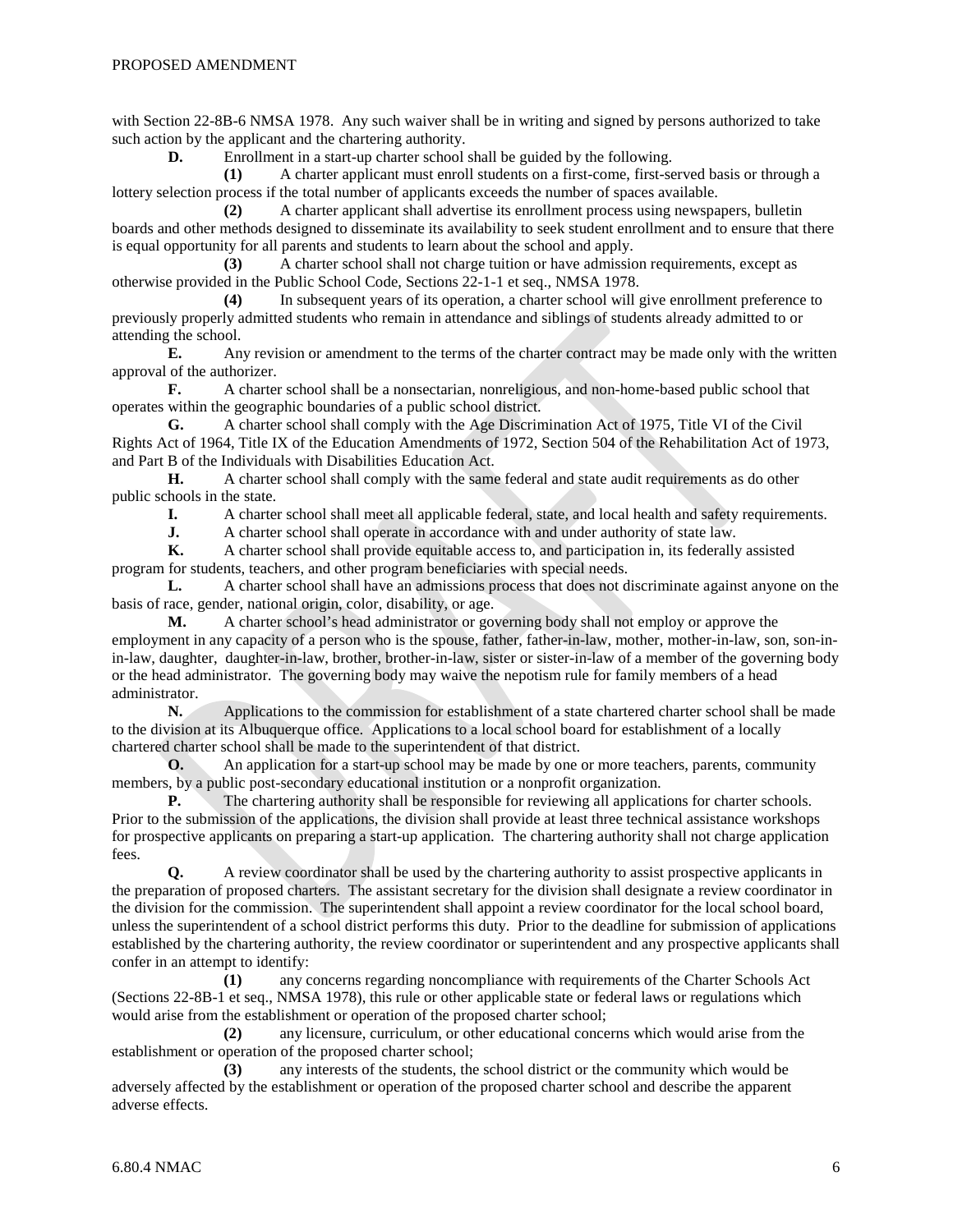with Section 22-8B-6 NMSA 1978. Any such waiver shall be in writing and signed by persons authorized to take such action by the applicant and the chartering authority.

**D.** Enrollment in a start-up charter school shall be guided by the following.

**(1)** A charter applicant must enroll students on a first-come, first-served basis or through a lottery selection process if the total number of applicants exceeds the number of spaces available.

**(2)** A charter applicant shall advertise its enrollment process using newspapers, bulletin boards and other methods designed to disseminate its availability to seek student enrollment and to ensure that there is equal opportunity for all parents and students to learn about the school and apply.

**(3)** A charter school shall not charge tuition or have admission requirements, except as otherwise provided in the Public School Code, Sections 22-1-1 et seq., NMSA 1978.

**(4)** In subsequent years of its operation, a charter school will give enrollment preference to previously properly admitted students who remain in attendance and siblings of students already admitted to or attending the school.

**E.** Any revision or amendment to the terms of the charter contract may be made only with the written approval of the authorizer.

**F.** A charter school shall be a nonsectarian, nonreligious, and non-home-based public school that operates within the geographic boundaries of a public school district.

**G.** A charter school shall comply with the Age Discrimination Act of 1975, Title VI of the Civil Rights Act of 1964, Title IX of the Education Amendments of 1972, Section 504 of the Rehabilitation Act of 1973, and Part B of the Individuals with Disabilities Education Act.

**H.** A charter school shall comply with the same federal and state audit requirements as do other public schools in the state.

**I.** A charter school shall meet all applicable federal, state, and local health and safety requirements.

**J.** A charter school shall operate in accordance with and under authority of state law.

**K.** A charter school shall provide equitable access to, and participation in, its federally assisted program for students, teachers, and other program beneficiaries with special needs.

**L.** A charter school shall have an admissions process that does not discriminate against anyone on the basis of race, gender, national origin, color, disability, or age.

**M.** A charter school's head administrator or governing body shall not employ or approve the employment in any capacity of a person who is the spouse, father, father-in-law, mother, mother-in-law, son, son-in-in-law, daughter, daughter-in-law, brother, brother-in-law, sister or sister-in-law of a member of the governing body or the head administrator. The governing body may waive the nepotism rule for family members of a head administrator.

**N.** Applications to the commission for establishment of a state chartered charter school shall be made to the division at its Albuquerque office. Applications to a local school board for establishment of a locally chartered charter school shall be made to the superintendent of that district.

**O.** An application for a start-up school may be made by one or more teachers, parents, community members, by a public post-secondary educational institution or a nonprofit organization.

**P.** The chartering authority shall be responsible for reviewing all applications for charter schools. Prior to the submission of the applications, the division shall provide at least three technical assistance workshops for prospective applicants on preparing a start-up application. The chartering authority shall not charge application fees.

**Q.** A review coordinator shall be used by the chartering authority to assist prospective applicants in the preparation of proposed charters. The assistant secretary for the division shall designate a review coordinator in the division for the commission. The superintendent shall appoint a review coordinator for the local school board, unless the superintendent of a school district performs this duty. Prior to the deadline for submission of applications established by the chartering authority, the review coordinator or superintendent and any prospective applicants shall confer in an attempt to identify:

**(1)** any concerns regarding noncompliance with requirements of the Charter Schools Act (Sections 22-8B-1 et seq., NMSA 1978), this rule or other applicable state or federal laws or regulations which would arise from the establishment or operation of the proposed charter school;

**(2)** any licensure, curriculum, or other educational concerns which would arise from the establishment or operation of the proposed charter school;

**(3)** any interests of the students, the school district or the community which would be adversely affected by the establishment or operation of the proposed charter school and describe the apparent adverse effects.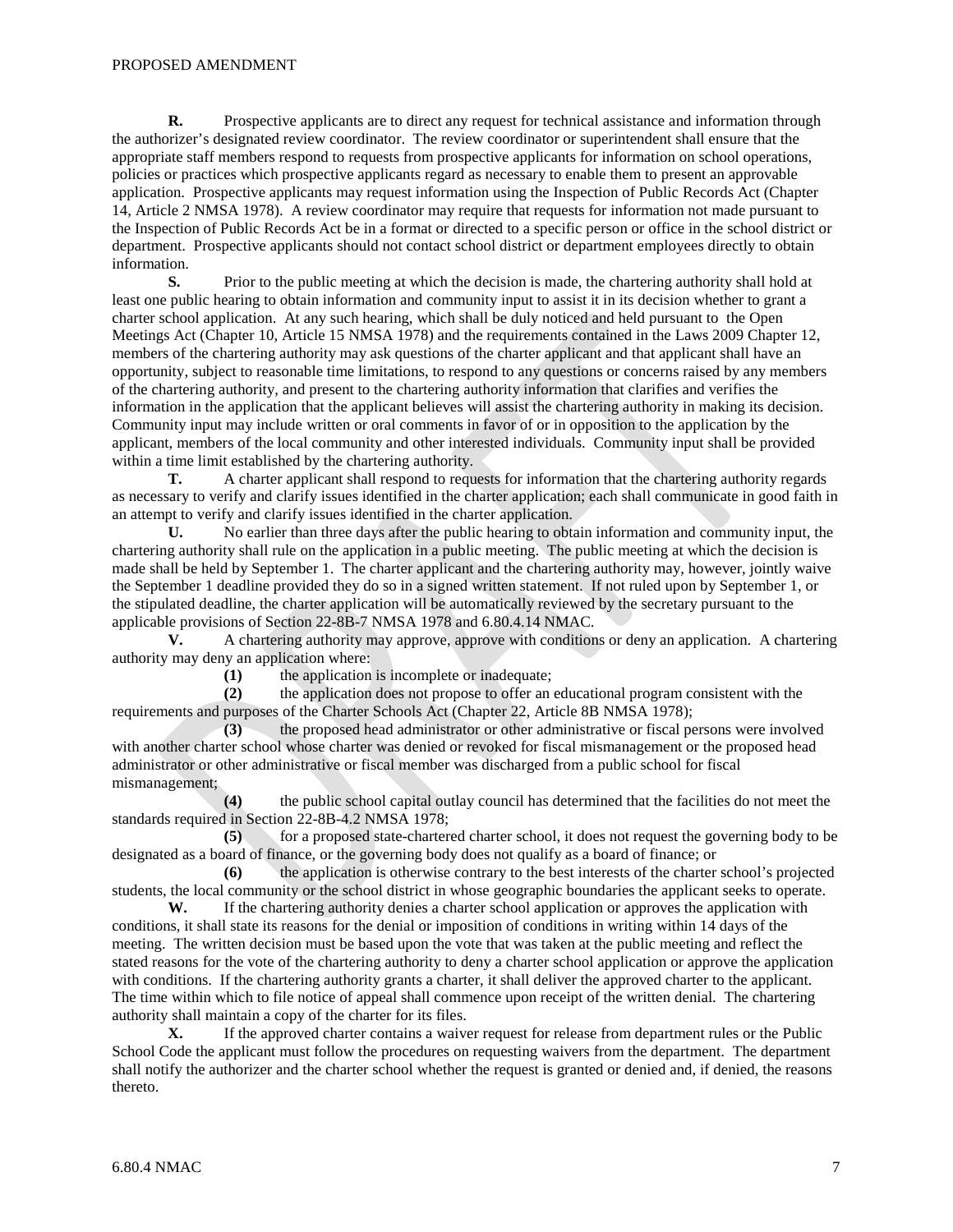**R.** Prospective applicants are to direct any request for technical assistance and information through the authorizer's designated review coordinator. The review coordinator or superintendent shall ensure that the appropriate staff members respond to requests from prospective applicants for information on school operations, policies or practices which prospective applicants regard as necessary to enable them to present an approvable application. Prospective applicants may request information using the Inspection of Public Records Act (Chapter 14, Article 2 NMSA 1978). A review coordinator may require that requests for information not made pursuant to the Inspection of Public Records Act be in a format or directed to a specific person or office in the school district or department. Prospective applicants should not contact school district or department employees directly to obtain information.

**S.** Prior to the public meeting at which the decision is made, the chartering authority shall hold at least one public hearing to obtain information and community input to assist it in its decision whether to grant a charter school application. At any such hearing, which shall be duly noticed and held pursuant to the Open Meetings Act (Chapter 10, Article 15 NMSA 1978) and the requirements contained in the Laws 2009 Chapter 12, members of the chartering authority may ask questions of the charter applicant and that applicant shall have an opportunity, subject to reasonable time limitations, to respond to any questions or concerns raised by any members of the chartering authority, and present to the chartering authority information that clarifies and verifies the information in the application that the applicant believes will assist the chartering authority in making its decision. Community input may include written or oral comments in favor of or in opposition to the application by the applicant, members of the local community and other interested individuals. Community input shall be provided within a time limit established by the chartering authority.

**T.** A charter applicant shall respond to requests for information that the chartering authority regards as necessary to verify and clarify issues identified in the charter application; each shall communicate in good faith in an attempt to verify and clarify issues identified in the charter application.

**U.** No earlier than three days after the public hearing to obtain information and community input, the chartering authority shall rule on the application in a public meeting. The public meeting at which the decision is made shall be held by September 1. The charter applicant and the chartering authority may, however, jointly waive the September 1 deadline provided they do so in a signed written statement. If not ruled upon by September 1, or the stipulated deadline, the charter application will be automatically reviewed by the secretary pursuant to the applicable provisions of Section 22-8B-7 NMSA 1978 and 6.80.4.14 NMAC.

**V.** A chartering authority may approve, approve with conditions or deny an application. A chartering authority may deny an application where:

**(1)** the application is incomplete or inadequate;

**(2)** the application does not propose to offer an educational program consistent with the requirements and purposes of the Charter Schools Act (Chapter 22, Article 8B NMSA 1978);

**(3)** the proposed head administrator or other administrative or fiscal persons were involved with another charter school whose charter was denied or revoked for fiscal mismanagement or the proposed head administrator or other administrative or fiscal member was discharged from a public school for fiscal mismanagement;

**(4)** the public school capital outlay council has determined that the facilities do not meet the standards required in Section 22-8B-4.2 NMSA 1978;

**(5)** for a proposed state-chartered charter school, it does not request the governing body to be designated as a board of finance, or the governing body does not qualify as a board of finance; or

**(6)** the application is otherwise contrary to the best interests of the charter school's projected students, the local community or the school district in whose geographic boundaries the applicant seeks to operate.

**W.** If the chartering authority denies a charter school application or approves the application with conditions, it shall state its reasons for the denial or imposition of conditions in writing within 14 days of the meeting. The written decision must be based upon the vote that was taken at the public meeting and reflect the stated reasons for the vote of the chartering authority to deny a charter school application or approve the application with conditions. If the chartering authority grants a charter, it shall deliver the approved charter to the applicant. The time within which to file notice of appeal shall commence upon receipt of the written denial. The chartering authority shall maintain a copy of the charter for its files.

**X.** If the approved charter contains a waiver request for release from department rules or the Public School Code the applicant must follow the procedures on requesting waivers from the department. The department shall notify the authorizer and the charter school whether the request is granted or denied and, if denied, the reasons thereto.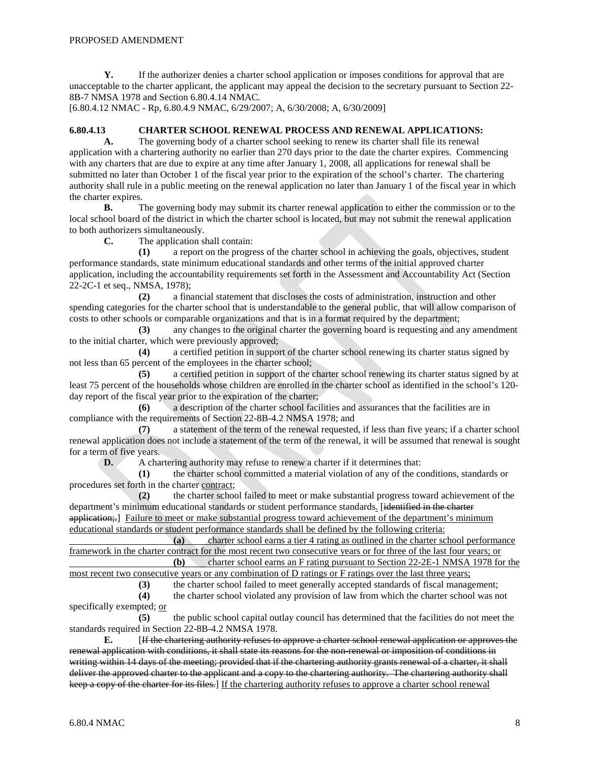**Y.** If the authorizer denies a charter school application or imposes conditions for approval that are unacceptable to the charter applicant, the applicant may appeal the decision to the secretary pursuant to Section 22-8B-7 NMSA 1978 and Section 6.80.4.14 NMAC.

[6.80.4.12 NMAC - Rp, 6.80.4.9 NMAC, 6/29/2007; A, 6/30/2008; A, 6/30/2009]

**6.80.4.13 CHARTER SCHOOL RENEWAL PROCESS AND RENEWAL APPLICATIONS:**

**A.** The governing body of a charter school seeking to renew its charter shall file its renewal application with a chartering authority no earlier than 270 days prior to the date the charter expires. Commencing with any charters that are due to expire at any time after January 1, 2008, all applications for renewal shall be submitted no later than October 1 of the fiscal year prior to the expiration of the school's charter. The chartering authority shall rule in a public meeting on the renewal application no later than January 1 of the fiscal year in which the charter expires.

**B.** The governing body may submit its charter renewal application to either the commission or to the local school board of the district in which the charter school is located, but may not submit the renewal application to both authorizers simultaneously.

**C.** The application shall contain:

**(1)** a report on the progress of the charter school in achieving the goals, objectives, student performance standards, state minimum educational standards and other terms of the initial approved charter application, including the accountability requirements set forth in the Assessment and Accountability Act (Section 22-2C-1 et seq., NMSA, 1978);

**(2)** a financial statement that discloses the costs of administration, instruction and other spending categories for the charter school that is understandable to the general public, that will allow comparison of costs to other schools or comparable organizations and that is in a format required by the department;

**(3)** any changes to the original charter the governing board is requesting and any amendment to the initial charter, which were previously approved;

**(4)** a certified petition in support of the charter school renewing its charter status signed by not less than 65 percent of the employees in the charter school;

**(5)** a certified petition in support of the charter school renewing its charter status signed by at least 75 percent of the households whose children are enrolled in the charter school as identified in the school's 120-day report of the fiscal year prior to the expiration of the charter;

**(6)** a description of the charter school facilities and assurances that the facilities are in compliance with the requirements of Section 22-8B-4.2 NMSA 1978; and

**(7)** a statement of the term of the renewal requested, if less than five years; if a charter school renewal application does not include a statement of the term of the renewal, it will be assumed that renewal is sought for a term of five years.

**D.** A chartering authority may refuse to renew a charter if it determines that:

**(1)** the charter school committed a material violation of any of the conditions, standards or procedures set forth in the charter <u>contract</u>;

**(2)** the charter school failed to meet or make substantial progress toward achievement of the department's minimum educational standards or student performance standards<u>.</u> [~~identified in the charter application;.~~] <u>Failure to meet or make substantial progress toward achievement of the department's minimum educational standards or student performance standards shall be defined by the following criteria:</u>

<u>**(a)** charter school earns a tier 4 rating as outlined in the charter school performance framework in the charter contract for the most recent two consecutive years or for three of the last four years; or</u>

<u>**(b)** charter school earns an F rating pursuant to Section 22-2E-1 NMSA 1978 for the most recent two consecutive years or any combination of D ratings or F ratings over the last three years;</u>

**(3)** the charter school failed to meet generally accepted standards of fiscal management;

**(4)** the charter school violated any provision of law from which the charter school was not specifically exempted; <u>or</u>

**(5)** the public school capital outlay council has determined that the facilities do not meet the standards required in Section 22-8B-4.2 NMSA 1978.

**E.** [~~If the chartering authority refuses to approve a charter school renewal application or approves the renewal application with conditions, it shall state its reasons for the non-renewal or imposition of conditions in writing within 14 days of the meeting; provided that if the chartering authority grants renewal of a charter, it shall deliver the approved charter to the applicant and a copy to the chartering authority. The chartering authority shall keep a copy of the charter for its files.~~] <u>If the chartering authority refuses to approve a charter school renewal</u>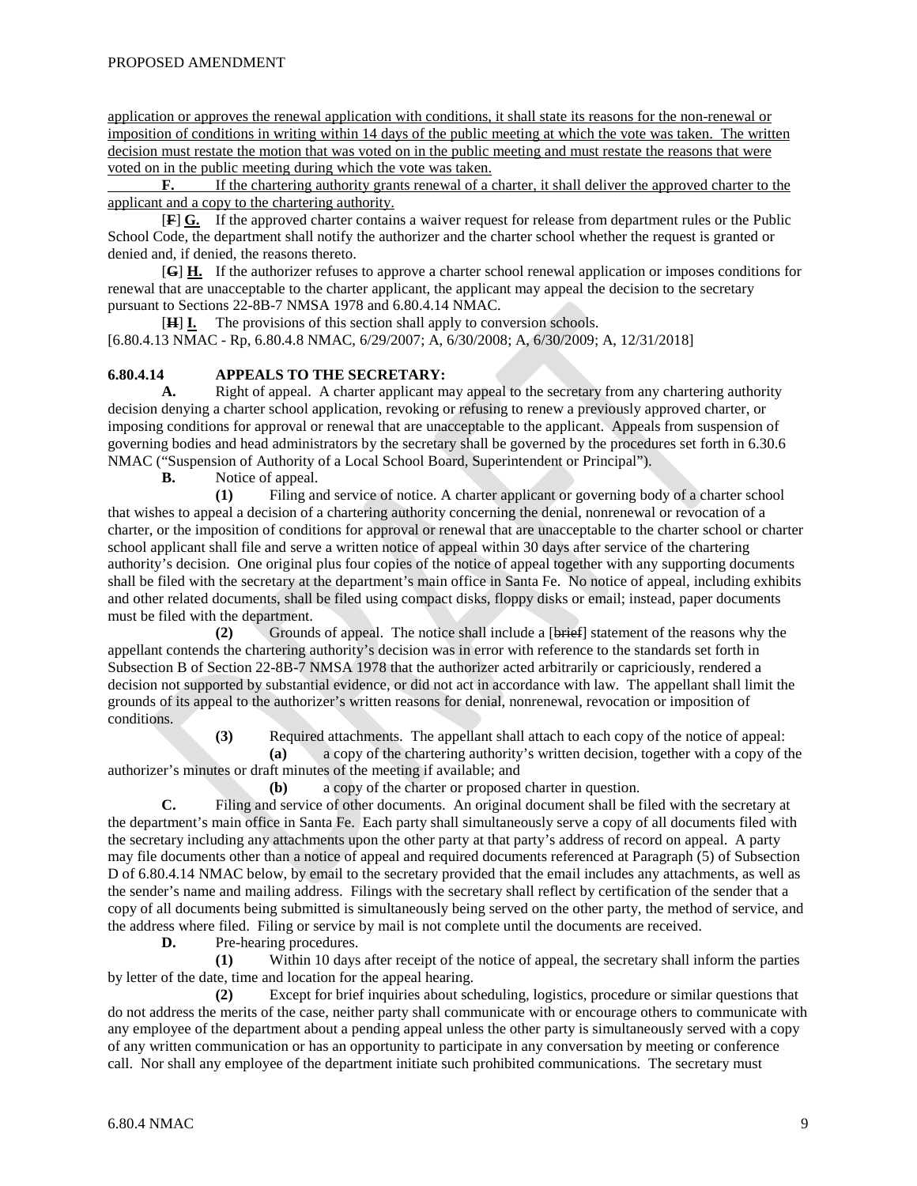application or approves the renewal application with conditions, it shall state its reasons for the non-renewal or imposition of conditions in writing within 14 days of the public meeting at which the vote was taken. The written decision must restate the motion that was voted on in the public meeting and must restate the reasons that were voted on in the public meeting during which the vote was taken.

**F.** If the chartering authority grants renewal of a charter, it shall deliver the approved charter to the applicant and a copy to the chartering authority.

[~~**F**~~] **G.** If the approved charter contains a waiver request for release from department rules or the Public School Code, the department shall notify the authorizer and the charter school whether the request is granted or denied and, if denied, the reasons thereto.

[~~**G**~~] **H.** If the authorizer refuses to approve a charter school renewal application or imposes conditions for renewal that are unacceptable to the charter applicant, the applicant may appeal the decision to the secretary pursuant to Sections 22-8B-7 NMSA 1978 and 6.80.4.14 NMAC.

[~~**H**~~] **I.** The provisions of this section shall apply to conversion schools.

[6.80.4.13 NMAC - Rp, 6.80.4.8 NMAC, 6/29/2007; A, 6/30/2008; A, 6/30/2009; A, 12/31/2018]

**6.80.4.14 APPEALS TO THE SECRETARY:**

**A.** Right of appeal. A charter applicant may appeal to the secretary from any chartering authority decision denying a charter school application, revoking or refusing to renew a previously approved charter, or imposing conditions for approval or renewal that are unacceptable to the applicant. Appeals from suspension of governing bodies and head administrators by the secretary shall be governed by the procedures set forth in 6.30.6 NMAC ("Suspension of Authority of a Local School Board, Superintendent or Principal").

**B.** Notice of appeal.

**(1)** Filing and service of notice. A charter applicant or governing body of a charter school that wishes to appeal a decision of a chartering authority concerning the denial, nonrenewal or revocation of a charter, or the imposition of conditions for approval or renewal that are unacceptable to the charter school or charter school applicant shall file and serve a written notice of appeal within 30 days after service of the chartering authority's decision. One original plus four copies of the notice of appeal together with any supporting documents shall be filed with the secretary at the department's main office in Santa Fe. No notice of appeal, including exhibits and other related documents, shall be filed using compact disks, floppy disks or email; instead, paper documents must be filed with the department.

**(2)** Grounds of appeal. The notice shall include a [~~brief~~] statement of the reasons why the appellant contends the chartering authority's decision was in error with reference to the standards set forth in Subsection B of Section 22-8B-7 NMSA 1978 that the authorizer acted arbitrarily or capriciously, rendered a decision not supported by substantial evidence, or did not act in accordance with law. The appellant shall limit the grounds of its appeal to the authorizer's written reasons for denial, nonrenewal, revocation or imposition of conditions.

**(3)** Required attachments. The appellant shall attach to each copy of the notice of appeal:

**(a)** a copy of the chartering authority's written decision, together with a copy of the authorizer's minutes or draft minutes of the meeting if available; and

**(b)** a copy of the charter or proposed charter in question.

**C.** Filing and service of other documents. An original document shall be filed with the secretary at the department's main office in Santa Fe. Each party shall simultaneously serve a copy of all documents filed with the secretary including any attachments upon the other party at that party's address of record on appeal. A party may file documents other than a notice of appeal and required documents referenced at Paragraph (5) of Subsection D of 6.80.4.14 NMAC below, by email to the secretary provided that the email includes any attachments, as well as the sender's name and mailing address. Filings with the secretary shall reflect by certification of the sender that a copy of all documents being submitted is simultaneously being served on the other party, the method of service, and the address where filed. Filing or service by mail is not complete until the documents are received.

**D.** Pre-hearing procedures.

**(1)** Within 10 days after receipt of the notice of appeal, the secretary shall inform the parties by letter of the date, time and location for the appeal hearing.

**(2)** Except for brief inquiries about scheduling, logistics, procedure or similar questions that do not address the merits of the case, neither party shall communicate with or encourage others to communicate with any employee of the department about a pending appeal unless the other party is simultaneously served with a copy of any written communication or has an opportunity to participate in any conversation by meeting or conference call. Nor shall any employee of the department initiate such prohibited communications. The secretary must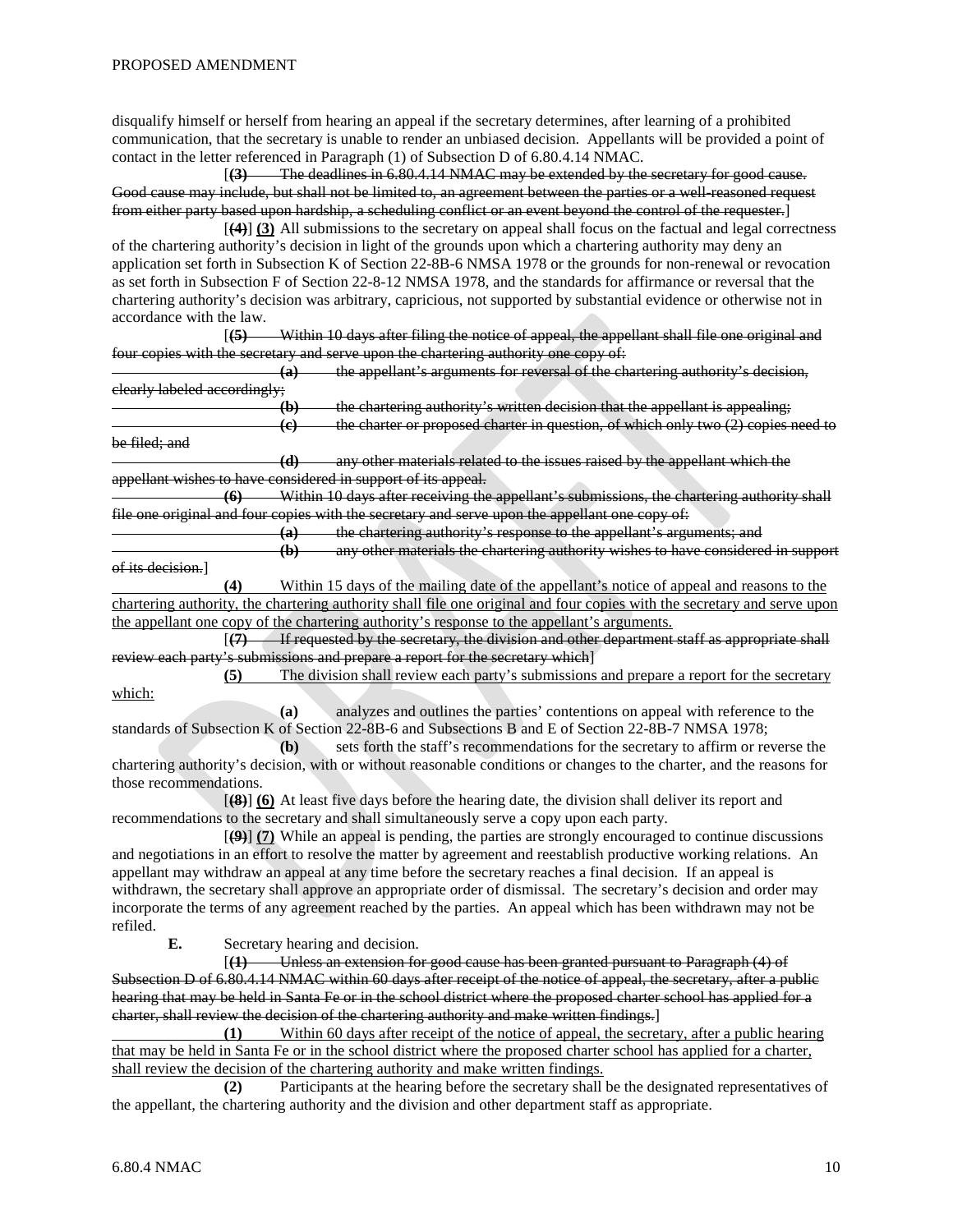disqualify himself or herself from hearing an appeal if the secretary determines, after learning of a prohibited communication, that the secretary is unable to render an unbiased decision. Appellants will be provided a point of contact in the letter referenced in Paragraph (1) of Subsection D of 6.80.4.14 NMAC.

[~~**(3)** The deadlines in 6.80.4.14 NMAC may be extended by the secretary for good cause. Good cause may include, but shall not be limited to, an agreement between the parties or a well-reasoned request from either party based upon hardship, a scheduling conflict or an event beyond the control of the requester.~~]

[~~**(4)**~~] **(3)** All submissions to the secretary on appeal shall focus on the factual and legal correctness of the chartering authority's decision in light of the grounds upon which a chartering authority may deny an application set forth in Subsection K of Section 22-8B-6 NMSA 1978 or the grounds for non-renewal or revocation as set forth in Subsection F of Section 22-8-12 NMSA 1978, and the standards for affirmance or reversal that the chartering authority's decision was arbitrary, capricious, not supported by substantial evidence or otherwise not in accordance with the law.

[~~**(5)** Within 10 days after filing the notice of appeal, the appellant shall file one original and four copies with the secretary and serve upon the chartering authority one copy of:~~

~~**(a)** the appellant's arguments for reversal of the chartering authority's decision, clearly labeled accordingly;~~

~~**(b)** the chartering authority's written decision that the appellant is appealing;~~

~~**(c)** the charter or proposed charter in question, of which only two (2) copies need to be filed; and~~

~~**(d)** any other materials related to the issues raised by the appellant which the appellant wishes to have considered in support of its appeal.~~

~~**(6)** Within 10 days after receiving the appellant's submissions, the chartering authority shall file one original and four copies with the secretary and serve upon the appellant one copy of:~~

~~**(a)** the chartering authority's response to the appellant's arguments; and~~

~~**(b)** any other materials the chartering authority wishes to have considered in support of its decision.~~]

<u>**(4)** Within 15 days of the mailing date of the appellant's notice of appeal and reasons to the chartering authority, the chartering authority shall file one original and four copies with the secretary and serve upon the appellant one copy of the chartering authority's response to the appellant's arguments.</u>

[~~**(7)** If requested by the secretary, the division and other department staff as appropriate shall review each party's submissions and prepare a report for the secretary which~~]

<u>**(5)** The division shall review each party's submissions and prepare a report for the secretary which:</u>

**(a)** analyzes and outlines the parties' contentions on appeal with reference to the standards of Subsection K of Section 22-8B-6 and Subsections B and E of Section 22-8B-7 NMSA 1978;

**(b)** sets forth the staff's recommendations for the secretary to affirm or reverse the chartering authority's decision, with or without reasonable conditions or changes to the charter, and the reasons for those recommendations.

[~~**(8)**~~] **(6)** At least five days before the hearing date, the division shall deliver its report and recommendations to the secretary and shall simultaneously serve a copy upon each party.

[~~**(9)**~~] **(7)** While an appeal is pending, the parties are strongly encouraged to continue discussions and negotiations in an effort to resolve the matter by agreement and reestablish productive working relations. An appellant may withdraw an appeal at any time before the secretary reaches a final decision. If an appeal is withdrawn, the secretary shall approve an appropriate order of dismissal. The secretary's decision and order may incorporate the terms of any agreement reached by the parties. An appeal which has been withdrawn may not be refiled.

**E.** Secretary hearing and decision.

[~~**(1)** Unless an extension for good cause has been granted pursuant to Paragraph (4) of Subsection D of 6.80.4.14 NMAC within 60 days after receipt of the notice of appeal, the secretary, after a public hearing that may be held in Santa Fe or in the school district where the proposed charter school has applied for a charter, shall review the decision of the chartering authority and make written findings.~~]

<u>**(1)** Within 60 days after receipt of the notice of appeal, the secretary, after a public hearing that may be held in Santa Fe or in the school district where the proposed charter school has applied for a charter, shall review the decision of the chartering authority and make written findings.</u>

**(2)** Participants at the hearing before the secretary shall be the designated representatives of the appellant, the chartering authority and the division and other department staff as appropriate.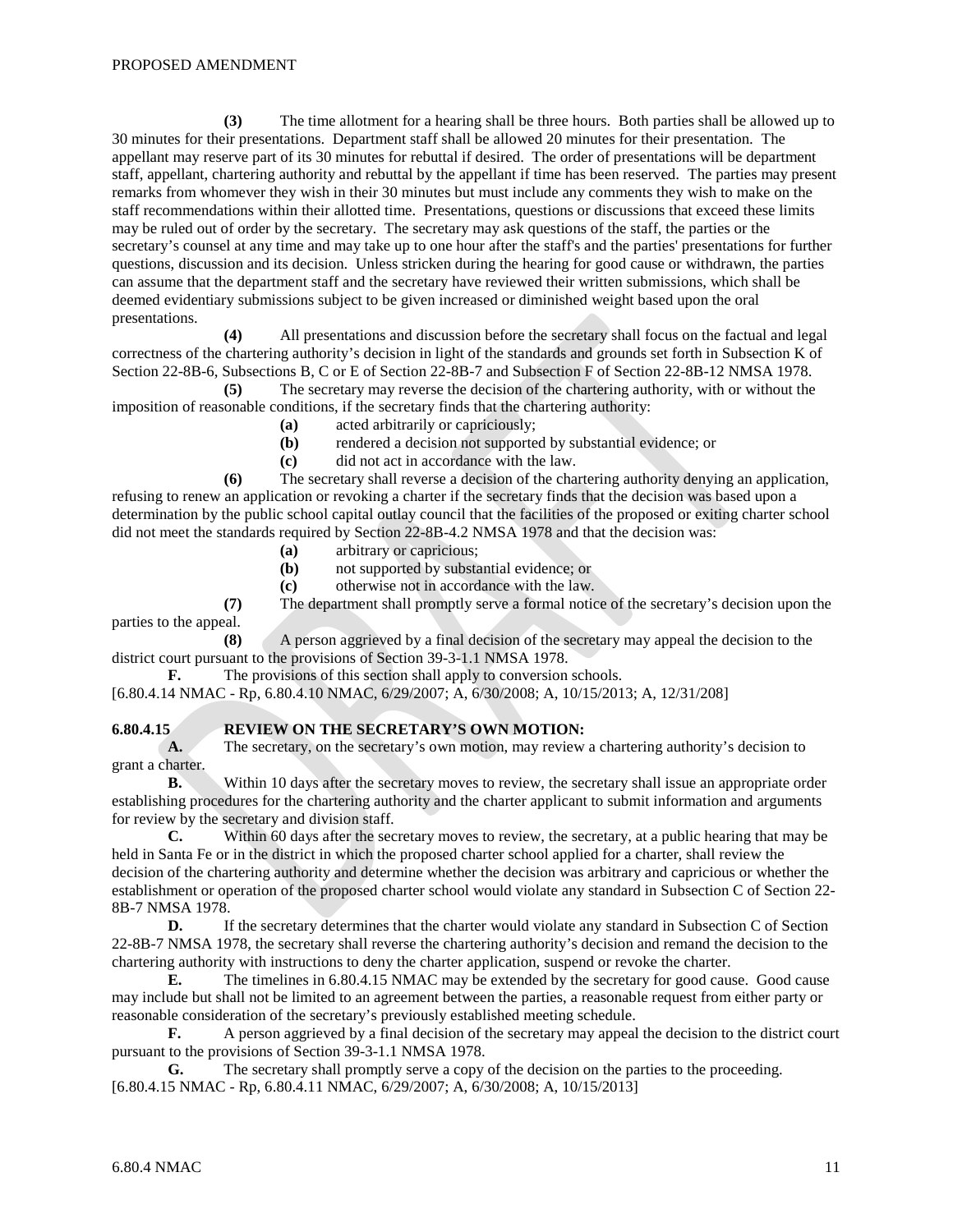**(3)** The time allotment for a hearing shall be three hours. Both parties shall be allowed up to 30 minutes for their presentations. Department staff shall be allowed 20 minutes for their presentation. The appellant may reserve part of its 30 minutes for rebuttal if desired. The order of presentations will be department staff, appellant, chartering authority and rebuttal by the appellant if time has been reserved. The parties may present remarks from whomever they wish in their 30 minutes but must include any comments they wish to make on the staff recommendations within their allotted time. Presentations, questions or discussions that exceed these limits may be ruled out of order by the secretary. The secretary may ask questions of the staff, the parties or the secretary's counsel at any time and may take up to one hour after the staff's and the parties' presentations for further questions, discussion and its decision. Unless stricken during the hearing for good cause or withdrawn, the parties can assume that the department staff and the secretary have reviewed their written submissions, which shall be deemed evidentiary submissions subject to be given increased or diminished weight based upon the oral presentations.

**(4)** All presentations and discussion before the secretary shall focus on the factual and legal correctness of the chartering authority's decision in light of the standards and grounds set forth in Subsection K of Section 22-8B-6, Subsections B, C or E of Section 22-8B-7 and Subsection F of Section 22-8B-12 NMSA 1978.

**(5)** The secretary may reverse the decision of the chartering authority, with or without the imposition of reasonable conditions, if the secretary finds that the chartering authority:

**(a)** acted arbitrarily or capriciously;

**(b)** rendered a decision not supported by substantial evidence; or

**(c)** did not act in accordance with the law.

**(6)** The secretary shall reverse a decision of the chartering authority denying an application, refusing to renew an application or revoking a charter if the secretary finds that the decision was based upon a determination by the public school capital outlay council that the facilities of the proposed or exiting charter school did not meet the standards required by Section 22-8B-4.2 NMSA 1978 and that the decision was:

**(a)** arbitrary or capricious;

**(b)** not supported by substantial evidence; or

**(c)** otherwise not in accordance with the law.

**(7)** The department shall promptly serve a formal notice of the secretary's decision upon the parties to the appeal.

**(8)** A person aggrieved by a final decision of the secretary may appeal the decision to the district court pursuant to the provisions of Section 39-3-1.1 NMSA 1978.

**F.** The provisions of this section shall apply to conversion schools.

[6.80.4.14 NMAC - Rp, 6.80.4.10 NMAC, 6/29/2007; A, 6/30/2008; A, 10/15/2013; A, 12/31/208]

**6.80.4.15 REVIEW ON THE SECRETARY'S OWN MOTION:**

**A.** The secretary, on the secretary's own motion, may review a chartering authority's decision to grant a charter.

**B.** Within 10 days after the secretary moves to review, the secretary shall issue an appropriate order establishing procedures for the chartering authority and the charter applicant to submit information and arguments for review by the secretary and division staff.

**C.** Within 60 days after the secretary moves to review, the secretary, at a public hearing that may be held in Santa Fe or in the district in which the proposed charter school applied for a charter, shall review the decision of the chartering authority and determine whether the decision was arbitrary and capricious or whether the establishment or operation of the proposed charter school would violate any standard in Subsection C of Section 22-8B-7 NMSA 1978.

**D.** If the secretary determines that the charter would violate any standard in Subsection C of Section 22-8B-7 NMSA 1978, the secretary shall reverse the chartering authority's decision and remand the decision to the chartering authority with instructions to deny the charter application, suspend or revoke the charter.

**E.** The timelines in 6.80.4.15 NMAC may be extended by the secretary for good cause. Good cause may include but shall not be limited to an agreement between the parties, a reasonable request from either party or reasonable consideration of the secretary's previously established meeting schedule.

**F.** A person aggrieved by a final decision of the secretary may appeal the decision to the district court pursuant to the provisions of Section 39-3-1.1 NMSA 1978.

**G.** The secretary shall promptly serve a copy of the decision on the parties to the proceeding.

[6.80.4.15 NMAC - Rp, 6.80.4.11 NMAC, 6/29/2007; A, 6/30/2008; A, 10/15/2013]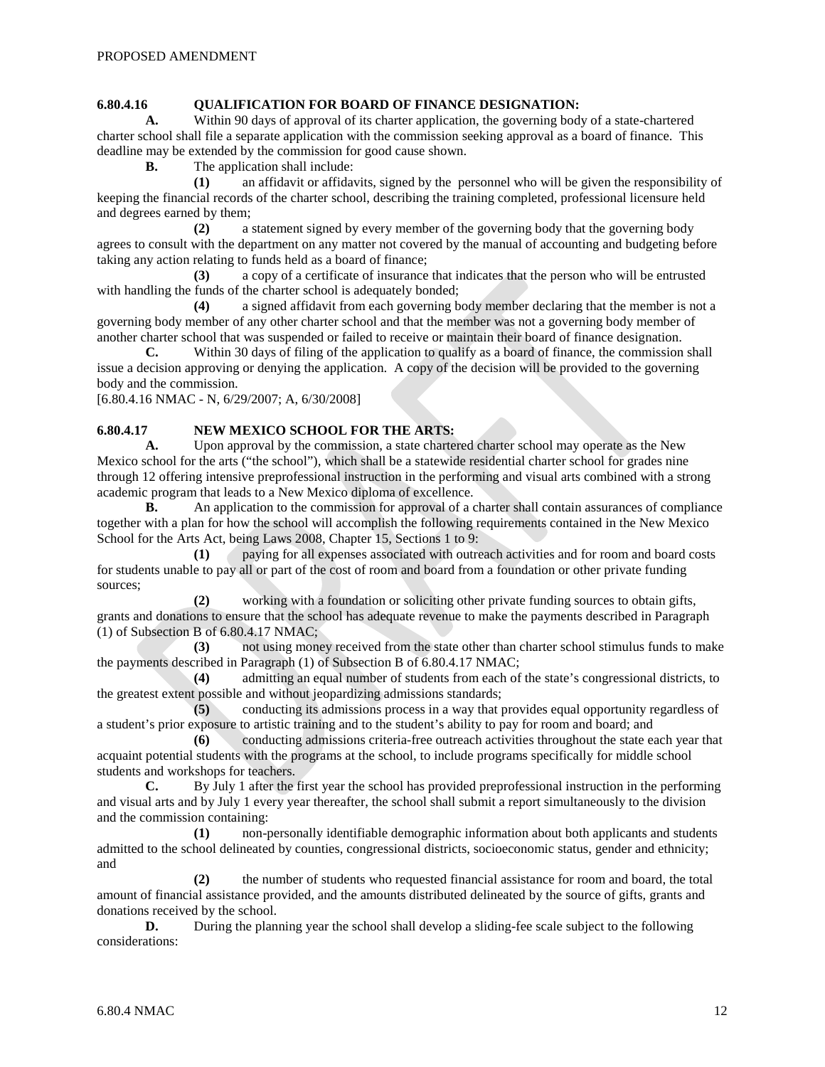**6.80.4.16 QUALIFICATION FOR BOARD OF FINANCE DESIGNATION:**

**A.** Within 90 days of approval of its charter application, the governing body of a state-chartered charter school shall file a separate application with the commission seeking approval as a board of finance. This deadline may be extended by the commission for good cause shown.

**B.** The application shall include:

**(1)** an affidavit or affidavits, signed by the personnel who will be given the responsibility of keeping the financial records of the charter school, describing the training completed, professional licensure held and degrees earned by them;

**(2)** a statement signed by every member of the governing body that the governing body agrees to consult with the department on any matter not covered by the manual of accounting and budgeting before taking any action relating to funds held as a board of finance;

**(3)** a copy of a certificate of insurance that indicates that the person who will be entrusted with handling the funds of the charter school is adequately bonded;

**(4)** a signed affidavit from each governing body member declaring that the member is not a governing body member of any other charter school and that the member was not a governing body member of another charter school that was suspended or failed to receive or maintain their board of finance designation.

**C.** Within 30 days of filing of the application to qualify as a board of finance, the commission shall issue a decision approving or denying the application. A copy of the decision will be provided to the governing body and the commission.

[6.80.4.16 NMAC - N, 6/29/2007; A, 6/30/2008]

**6.80.4.17 NEW MEXICO SCHOOL FOR THE ARTS:**

**A.** Upon approval by the commission, a state chartered charter school may operate as the New Mexico school for the arts ("the school"), which shall be a statewide residential charter school for grades nine through 12 offering intensive preprofessional instruction in the performing and visual arts combined with a strong academic program that leads to a New Mexico diploma of excellence.

**B.** An application to the commission for approval of a charter shall contain assurances of compliance together with a plan for how the school will accomplish the following requirements contained in the New Mexico School for the Arts Act, being Laws 2008, Chapter 15, Sections 1 to 9:

**(1)** paying for all expenses associated with outreach activities and for room and board costs for students unable to pay all or part of the cost of room and board from a foundation or other private funding sources;

**(2)** working with a foundation or soliciting other private funding sources to obtain gifts, grants and donations to ensure that the school has adequate revenue to make the payments described in Paragraph (1) of Subsection B of 6.80.4.17 NMAC;

**(3)** not using money received from the state other than charter school stimulus funds to make the payments described in Paragraph (1) of Subsection B of 6.80.4.17 NMAC;

**(4)** admitting an equal number of students from each of the state's congressional districts, to the greatest extent possible and without jeopardizing admissions standards;

**(5)** conducting its admissions process in a way that provides equal opportunity regardless of a student's prior exposure to artistic training and to the student's ability to pay for room and board; and

**(6)** conducting admissions criteria-free outreach activities throughout the state each year that acquaint potential students with the programs at the school, to include programs specifically for middle school students and workshops for teachers.

**C.** By July 1 after the first year the school has provided preprofessional instruction in the performing and visual arts and by July 1 every year thereafter, the school shall submit a report simultaneously to the division and the commission containing:

**(1)** non-personally identifiable demographic information about both applicants and students admitted to the school delineated by counties, congressional districts, socioeconomic status, gender and ethnicity; and

**(2)** the number of students who requested financial assistance for room and board, the total amount of financial assistance provided, and the amounts distributed delineated by the source of gifts, grants and donations received by the school.

**D.** During the planning year the school shall develop a sliding-fee scale subject to the following considerations: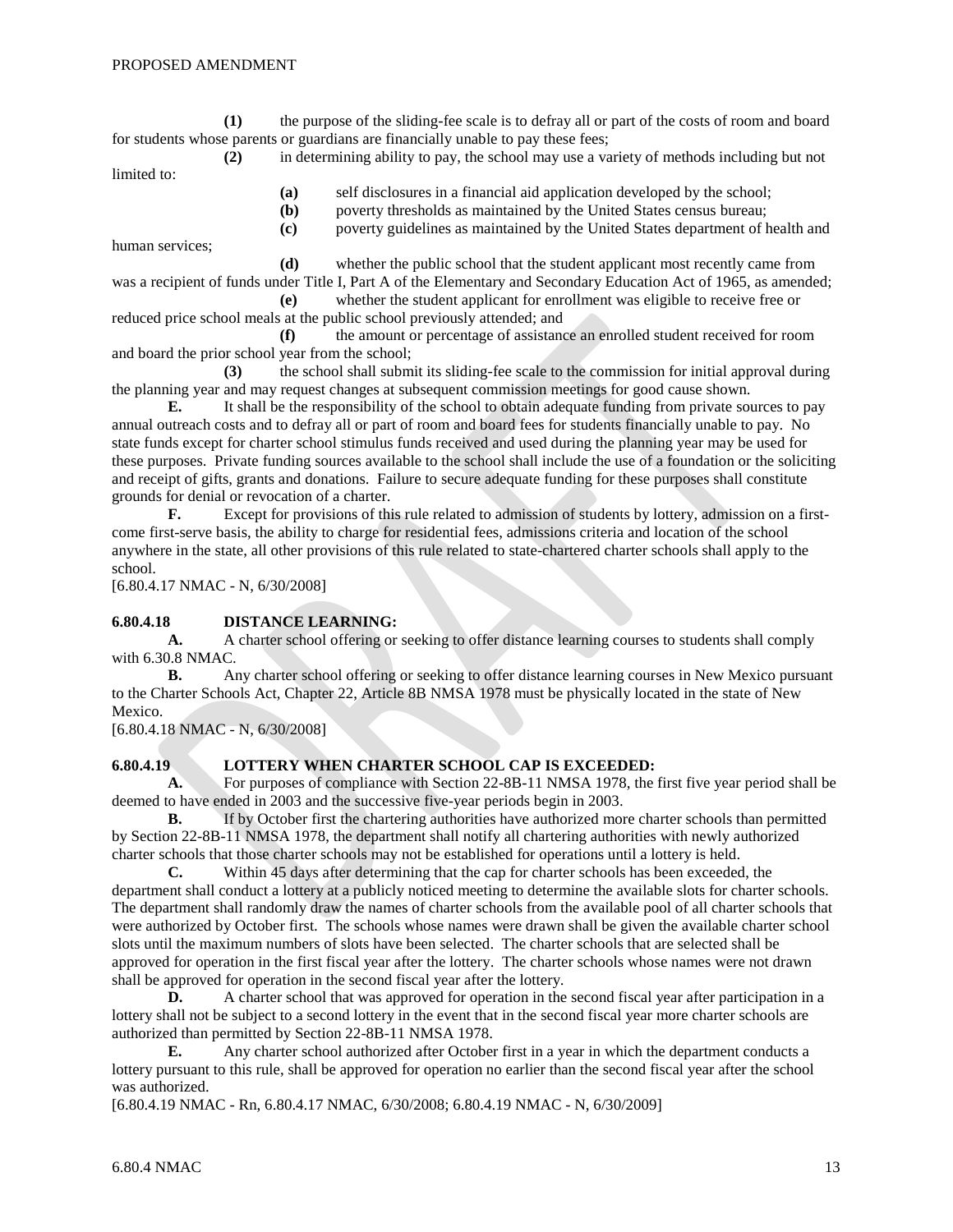(1) the purpose of the sliding-fee scale is to defray all or part of the costs of room and board for students whose parents or guardians are financially unable to pay these fees;

(2) in determining ability to pay, the school may use a variety of methods including but not limited to:

(a) self disclosures in a financial aid application developed by the school;

(b) poverty thresholds as maintained by the United States census bureau;

(c) poverty guidelines as maintained by the United States department of health and human services;

(d) whether the public school that the student applicant most recently came from was a recipient of funds under Title I, Part A of the Elementary and Secondary Education Act of 1965, as amended;

(e) whether the student applicant for enrollment was eligible to receive free or reduced price school meals at the public school previously attended; and

(f) the amount or percentage of assistance an enrolled student received for room and board the prior school year from the school;

(3) the school shall submit its sliding-fee scale to the commission for initial approval during the planning year and may request changes at subsequent commission meetings for good cause shown.

**E.** It shall be the responsibility of the school to obtain adequate funding from private sources to pay annual outreach costs and to defray all or part of room and board fees for students financially unable to pay. No state funds except for charter school stimulus funds received and used during the planning year may be used for these purposes. Private funding sources available to the school shall include the use of a foundation or the soliciting and receipt of gifts, grants and donations. Failure to secure adequate funding for these purposes shall constitute grounds for denial or revocation of a charter.

**F.** Except for provisions of this rule related to admission of students by lottery, admission on a first-come first-serve basis, the ability to charge for residential fees, admissions criteria and location of the school anywhere in the state, all other provisions of this rule related to state-chartered charter schools shall apply to the school.

[6.80.4.17 NMAC - N, 6/30/2008]

**6.80.4.18 DISTANCE LEARNING:**

**A.** A charter school offering or seeking to offer distance learning courses to students shall comply with 6.30.8 NMAC.

**B.** Any charter school offering or seeking to offer distance learning courses in New Mexico pursuant to the Charter Schools Act, Chapter 22, Article 8B NMSA 1978 must be physically located in the state of New Mexico.

[6.80.4.18 NMAC - N, 6/30/2008]

**6.80.4.19 LOTTERY WHEN CHARTER SCHOOL CAP IS EXCEEDED:**

**A.** For purposes of compliance with Section 22-8B-11 NMSA 1978, the first five year period shall be deemed to have ended in 2003 and the successive five-year periods begin in 2003.

**B.** If by October first the chartering authorities have authorized more charter schools than permitted by Section 22-8B-11 NMSA 1978, the department shall notify all chartering authorities with newly authorized charter schools that those charter schools may not be established for operations until a lottery is held.

**C.** Within 45 days after determining that the cap for charter schools has been exceeded, the department shall conduct a lottery at a publicly noticed meeting to determine the available slots for charter schools. The department shall randomly draw the names of charter schools from the available pool of all charter schools that were authorized by October first. The schools whose names were drawn shall be given the available charter school slots until the maximum numbers of slots have been selected. The charter schools that are selected shall be approved for operation in the first fiscal year after the lottery. The charter schools whose names were not drawn shall be approved for operation in the second fiscal year after the lottery.

**D.** A charter school that was approved for operation in the second fiscal year after participation in a lottery shall not be subject to a second lottery in the event that in the second fiscal year more charter schools are authorized than permitted by Section 22-8B-11 NMSA 1978.

**E.** Any charter school authorized after October first in a year in which the department conducts a lottery pursuant to this rule, shall be approved for operation no earlier than the second fiscal year after the school was authorized.

[6.80.4.19 NMAC - Rn, 6.80.4.17 NMAC, 6/30/2008; 6.80.4.19 NMAC - N, 6/30/2009]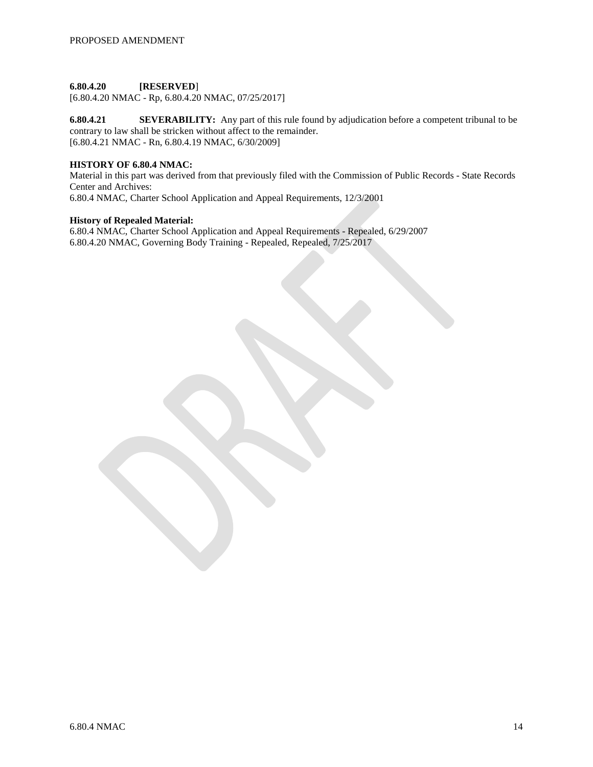**6.80.4.20 [RESERVED]**
[6.80.4.20 NMAC - Rp, 6.80.4.20 NMAC, 07/25/2017]

**6.80.4.21 SEVERABILITY:** Any part of this rule found by adjudication before a competent tribunal to be contrary to law shall be stricken without affect to the remainder.
[6.80.4.21 NMAC - Rn, 6.80.4.19 NMAC, 6/30/2009]

**HISTORY OF 6.80.4 NMAC:**
Material in this part was derived from that previously filed with the Commission of Public Records - State Records Center and Archives:
6.80.4 NMAC, Charter School Application and Appeal Requirements, 12/3/2001

**History of Repealed Material:**
6.80.4 NMAC, Charter School Application and Appeal Requirements - Repealed, 6/29/2007
6.80.4.20 NMAC, Governing Body Training - Repealed, Repealed, 7/25/2017